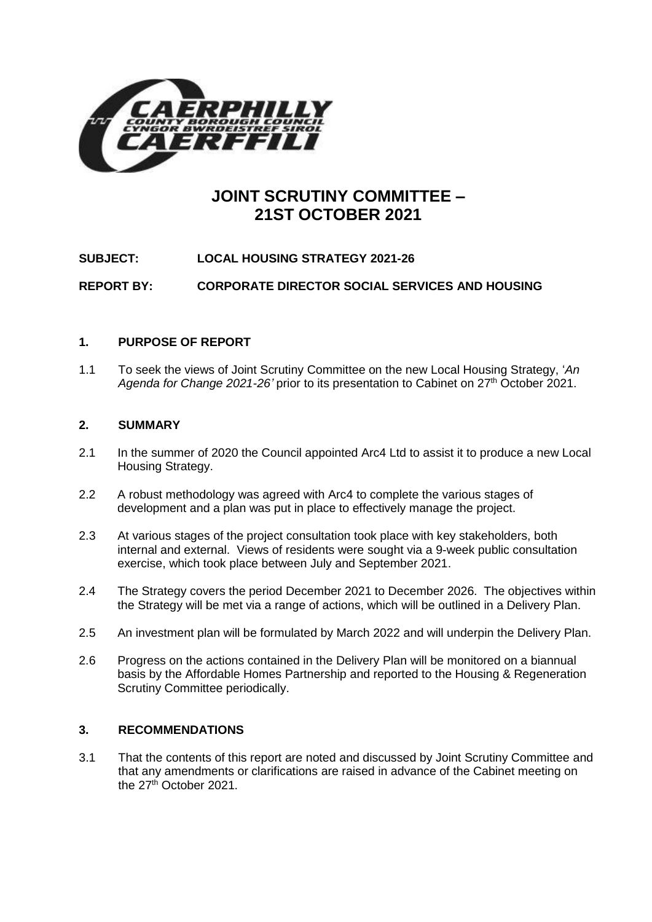# JOINT SCRUTINY COMMITTEE – 21ST OCTOBER 2021

**SUBJECT: LOCAL HOUSING STRATEGY 2021-26**

**REPORT BY: CORPORATE DIRECTOR SOCIAL SERVICES AND HOUSING**

## 1. PURPOSE OF REPORT

1.1 To seek the views of Joint Scrutiny Committee on the new Local Housing Strategy, '*An Agenda for Change 2021-26'* prior to its presentation to Cabinet on 27th October 2021.

## 2. SUMMARY

2.1 In the summer of 2020 the Council appointed Arc4 Ltd to assist it to produce a new Local Housing Strategy.

2.2 A robust methodology was agreed with Arc4 to complete the various stages of development and a plan was put in place to effectively manage the project.

2.3 At various stages of the project consultation took place with key stakeholders, both internal and external. Views of residents were sought via a 9-week public consultation exercise, which took place between July and September 2021.

2.4 The Strategy covers the period December 2021 to December 2026. The objectives within the Strategy will be met via a range of actions, which will be outlined in a Delivery Plan.

2.5 An investment plan will be formulated by March 2022 and will underpin the Delivery Plan.

2.6 Progress on the actions contained in the Delivery Plan will be monitored on a biannual basis by the Affordable Homes Partnership and reported to the Housing & Regeneration Scrutiny Committee periodically.

## 3. RECOMMENDATIONS

3.1 That the contents of this report are noted and discussed by Joint Scrutiny Committee and that any amendments or clarifications are raised in advance of the Cabinet meeting on the 27th October 2021.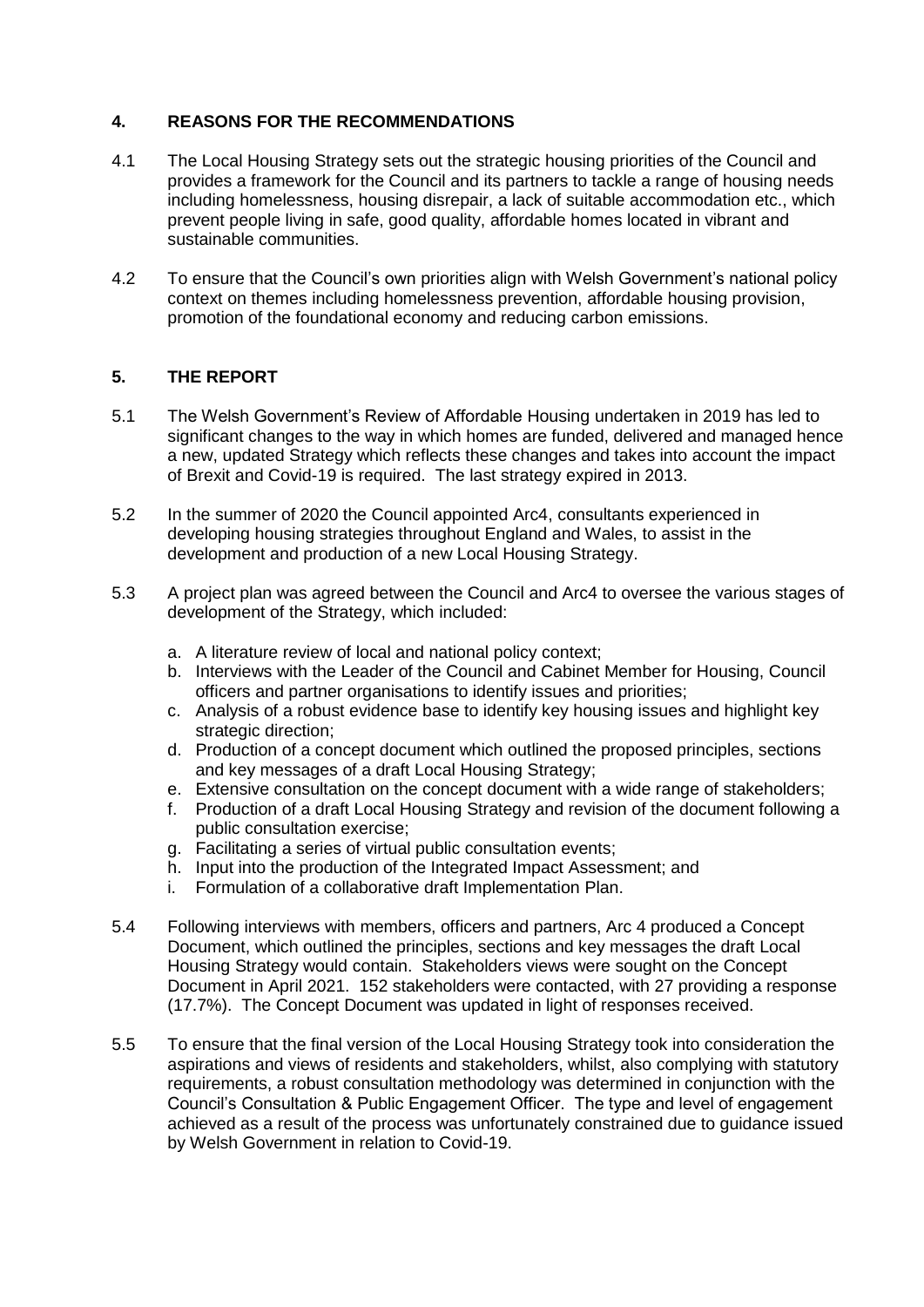## 4. REASONS FOR THE RECOMMENDATIONS

4.1 The Local Housing Strategy sets out the strategic housing priorities of the Council and provides a framework for the Council and its partners to tackle a range of housing needs including homelessness, housing disrepair, a lack of suitable accommodation etc., which prevent people living in safe, good quality, affordable homes located in vibrant and sustainable communities.

4.2 To ensure that the Council's own priorities align with Welsh Government's national policy context on themes including homelessness prevention, affordable housing provision, promotion of the foundational economy and reducing carbon emissions.

## 5. THE REPORT

5.1 The Welsh Government's Review of Affordable Housing undertaken in 2019 has led to significant changes to the way in which homes are funded, delivered and managed hence a new, updated Strategy which reflects these changes and takes into account the impact of Brexit and Covid-19 is required. The last strategy expired in 2013.

5.2 In the summer of 2020 the Council appointed Arc4, consultants experienced in developing housing strategies throughout England and Wales, to assist in the development and production of a new Local Housing Strategy.

5.3 A project plan was agreed between the Council and Arc4 to oversee the various stages of development of the Strategy, which included:

a. A literature review of local and national policy context;
b. Interviews with the Leader of the Council and Cabinet Member for Housing, Council officers and partner organisations to identify issues and priorities;
c. Analysis of a robust evidence base to identify key housing issues and highlight key strategic direction;
d. Production of a concept document which outlined the proposed principles, sections and key messages of a draft Local Housing Strategy;
e. Extensive consultation on the concept document with a wide range of stakeholders;
f. Production of a draft Local Housing Strategy and revision of the document following a public consultation exercise;
g. Facilitating a series of virtual public consultation events;
h. Input into the production of the Integrated Impact Assessment; and
i. Formulation of a collaborative draft Implementation Plan.

5.4 Following interviews with members, officers and partners, Arc 4 produced a Concept Document, which outlined the principles, sections and key messages the draft Local Housing Strategy would contain. Stakeholders views were sought on the Concept Document in April 2021. 152 stakeholders were contacted, with 27 providing a response (17.7%). The Concept Document was updated in light of responses received.

5.5 To ensure that the final version of the Local Housing Strategy took into consideration the aspirations and views of residents and stakeholders, whilst, also complying with statutory requirements, a robust consultation methodology was determined in conjunction with the Council's Consultation & Public Engagement Officer. The type and level of engagement achieved as a result of the process was unfortunately constrained due to guidance issued by Welsh Government in relation to Covid-19.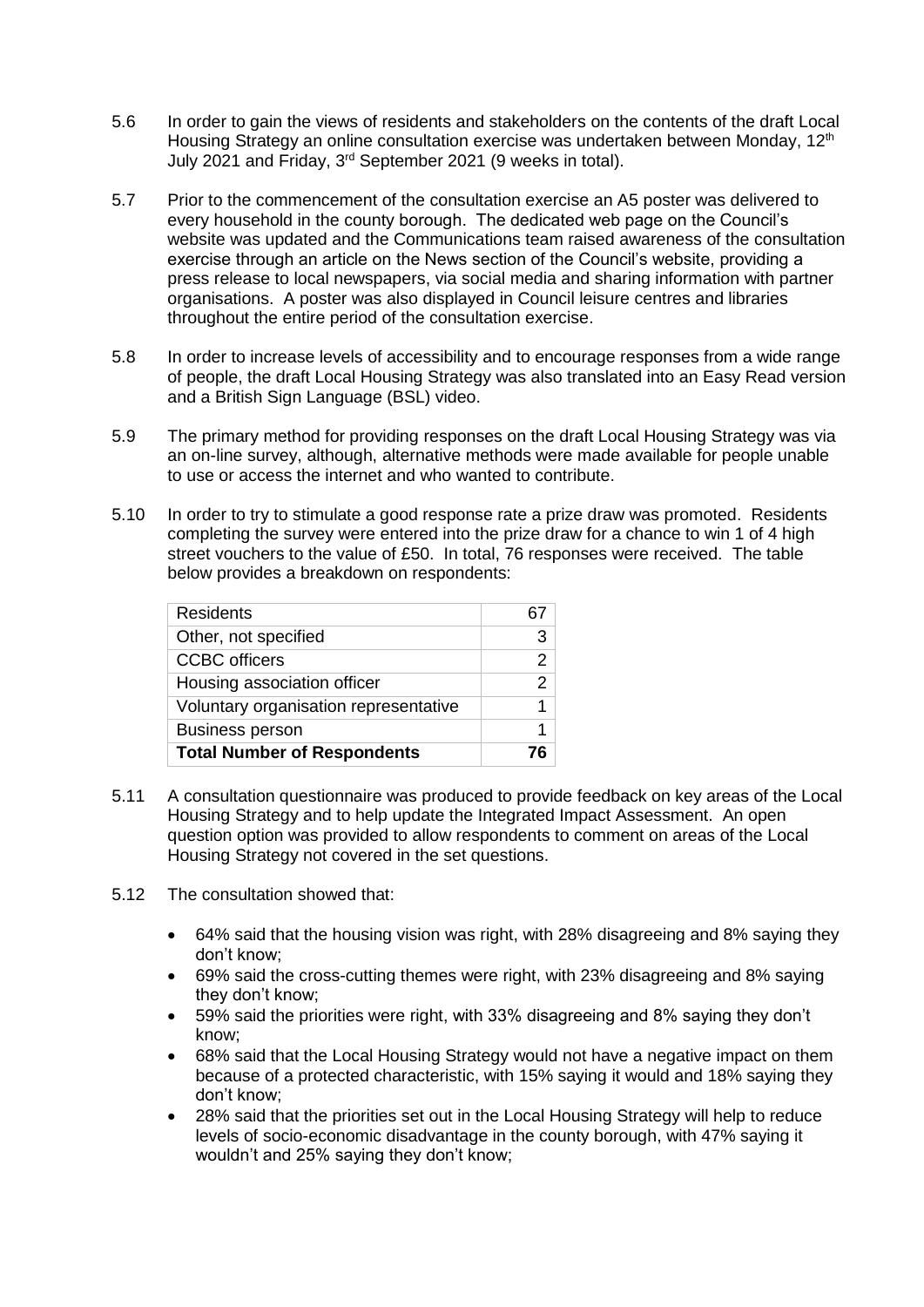5.6 In order to gain the views of residents and stakeholders on the contents of the draft Local Housing Strategy an online consultation exercise was undertaken between Monday, 12th July 2021 and Friday, 3rd September 2021 (9 weeks in total).

5.7 Prior to the commencement of the consultation exercise an A5 poster was delivered to every household in the county borough. The dedicated web page on the Council's website was updated and the Communications team raised awareness of the consultation exercise through an article on the News section of the Council's website, providing a press release to local newspapers, via social media and sharing information with partner organisations. A poster was also displayed in Council leisure centres and libraries throughout the entire period of the consultation exercise.

5.8 In order to increase levels of accessibility and to encourage responses from a wide range of people, the draft Local Housing Strategy was also translated into an Easy Read version and a British Sign Language (BSL) video.

5.9 The primary method for providing responses on the draft Local Housing Strategy was via an on-line survey, although, alternative methods were made available for people unable to use or access the internet and who wanted to contribute.

5.10 In order to try to stimulate a good response rate a prize draw was promoted. Residents completing the survey were entered into the prize draw for a chance to win 1 of 4 high street vouchers to the value of £50. In total, 76 responses were received. The table below provides a breakdown on respondents:

| Residents | 67 |
|---|---|
| Other, not specified | 3 |
| CCBC officers | 2 |
| Housing association officer | 2 |
| Voluntary organisation representative | 1 |
| Business person | 1 |
| **Total Number of Respondents** | **76** |

5.11 A consultation questionnaire was produced to provide feedback on key areas of the Local Housing Strategy and to help update the Integrated Impact Assessment. An open question option was provided to allow respondents to comment on areas of the Local Housing Strategy not covered in the set questions.

5.12 The consultation showed that:

- 64% said that the housing vision was right, with 28% disagreeing and 8% saying they don't know;
- 69% said the cross-cutting themes were right, with 23% disagreeing and 8% saying they don't know;
- 59% said the priorities were right, with 33% disagreeing and 8% saying they don't know;
- 68% said that the Local Housing Strategy would not have a negative impact on them because of a protected characteristic, with 15% saying it would and 18% saying they don't know;
- 28% said that the priorities set out in the Local Housing Strategy will help to reduce levels of socio-economic disadvantage in the county borough, with 47% saying it wouldn't and 25% saying they don't know;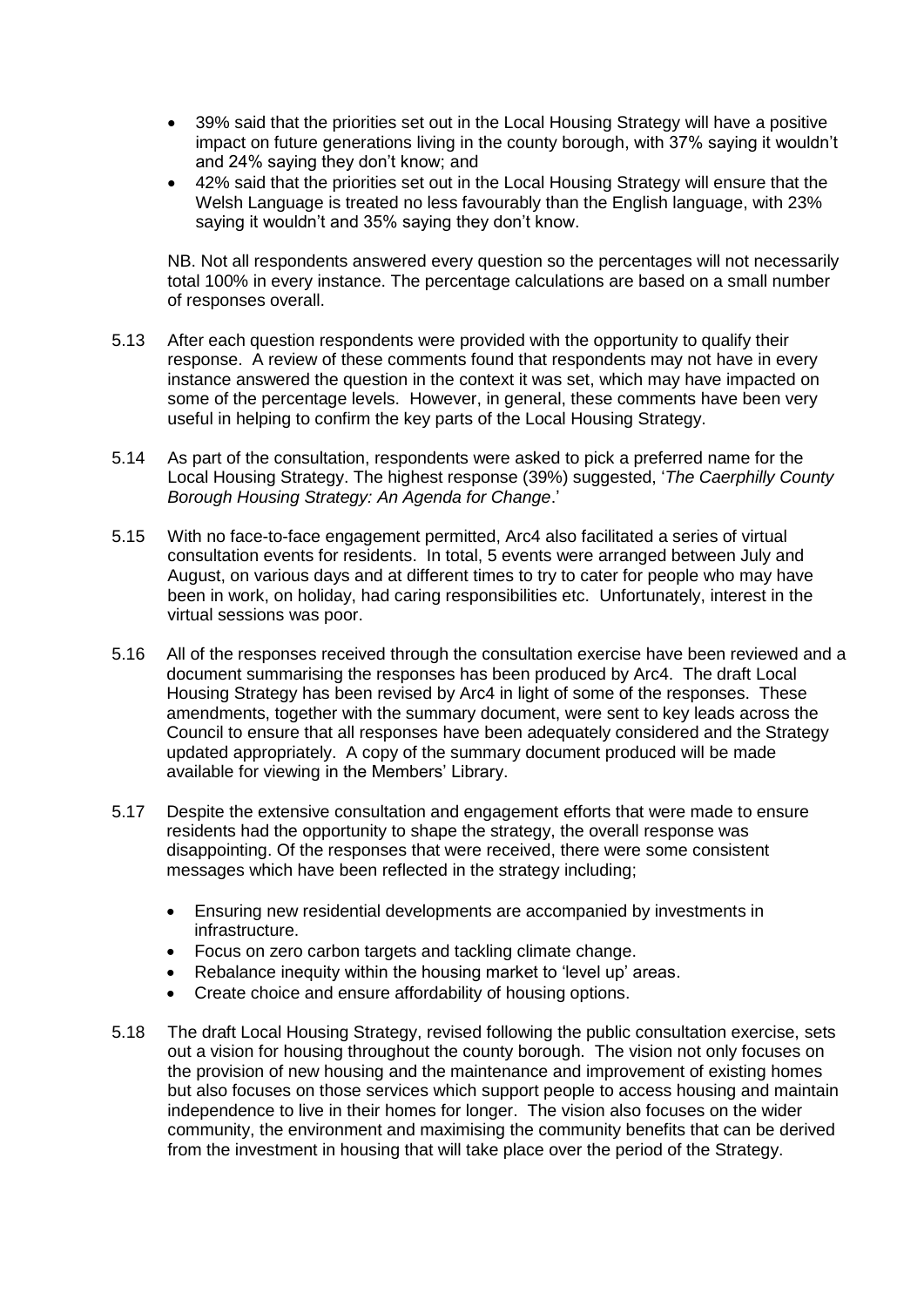- 39% said that the priorities set out in the Local Housing Strategy will have a positive impact on future generations living in the county borough, with 37% saying it wouldn't and 24% saying they don't know; and
- 42% said that the priorities set out in the Local Housing Strategy will ensure that the Welsh Language is treated no less favourably than the English language, with 23% saying it wouldn't and 35% saying they don't know.

NB. Not all respondents answered every question so the percentages will not necessarily total 100% in every instance. The percentage calculations are based on a small number of responses overall.

5.13 After each question respondents were provided with the opportunity to qualify their response. A review of these comments found that respondents may not have in every instance answered the question in the context it was set, which may have impacted on some of the percentage levels. However, in general, these comments have been very useful in helping to confirm the key parts of the Local Housing Strategy.

5.14 As part of the consultation, respondents were asked to pick a preferred name for the Local Housing Strategy. The highest response (39%) suggested, '*The Caerphilly County Borough Housing Strategy: An Agenda for Change*.'

5.15 With no face-to-face engagement permitted, Arc4 also facilitated a series of virtual consultation events for residents. In total, 5 events were arranged between July and August, on various days and at different times to try to cater for people who may have been in work, on holiday, had caring responsibilities etc. Unfortunately, interest in the virtual sessions was poor.

5.16 All of the responses received through the consultation exercise have been reviewed and a document summarising the responses has been produced by Arc4. The draft Local Housing Strategy has been revised by Arc4 in light of some of the responses. These amendments, together with the summary document, were sent to key leads across the Council to ensure that all responses have been adequately considered and the Strategy updated appropriately. A copy of the summary document produced will be made available for viewing in the Members' Library.

5.17 Despite the extensive consultation and engagement efforts that were made to ensure residents had the opportunity to shape the strategy, the overall response was disappointing. Of the responses that were received, there were some consistent messages which have been reflected in the strategy including;

- Ensuring new residential developments are accompanied by investments in infrastructure.
- Focus on zero carbon targets and tackling climate change.
- Rebalance inequity within the housing market to 'level up' areas.
- Create choice and ensure affordability of housing options.

5.18 The draft Local Housing Strategy, revised following the public consultation exercise, sets out a vision for housing throughout the county borough. The vision not only focuses on the provision of new housing and the maintenance and improvement of existing homes but also focuses on those services which support people to access housing and maintain independence to live in their homes for longer. The vision also focuses on the wider community, the environment and maximising the community benefits that can be derived from the investment in housing that will take place over the period of the Strategy.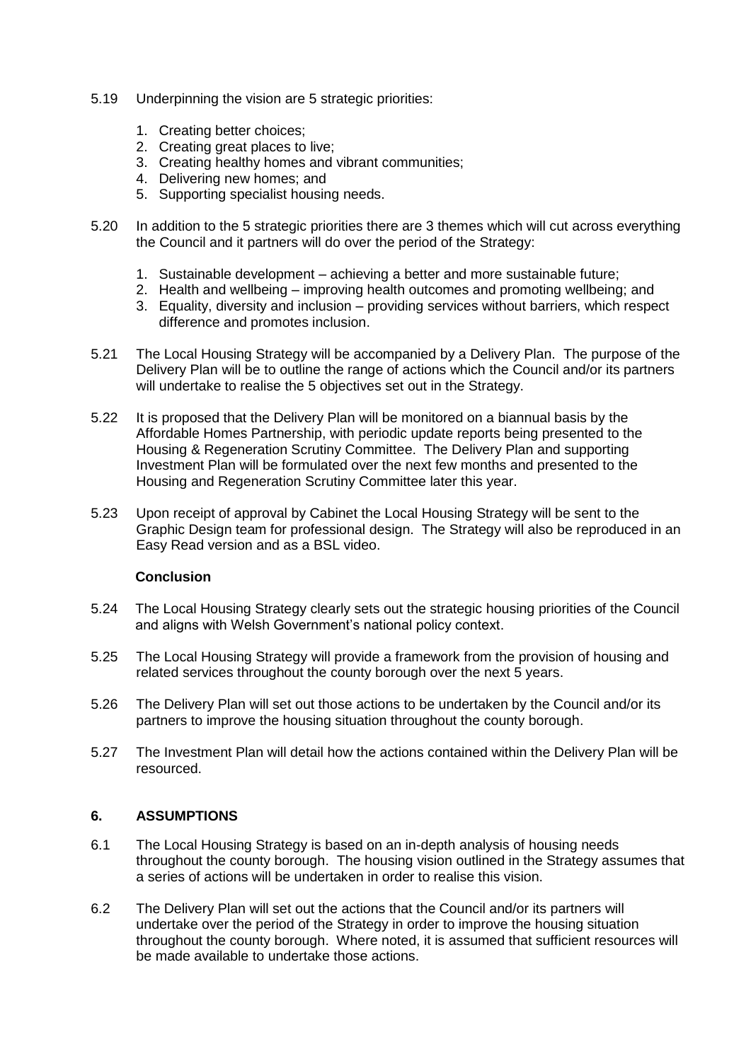5.19 Underpinning the vision are 5 strategic priorities:

1. Creating better choices;
2. Creating great places to live;
3. Creating healthy homes and vibrant communities;
4. Delivering new homes; and
5. Supporting specialist housing needs.

5.20 In addition to the 5 strategic priorities there are 3 themes which will cut across everything the Council and it partners will do over the period of the Strategy:

1. Sustainable development – achieving a better and more sustainable future;
2. Health and wellbeing – improving health outcomes and promoting wellbeing; and
3. Equality, diversity and inclusion – providing services without barriers, which respect difference and promotes inclusion.

5.21 The Local Housing Strategy will be accompanied by a Delivery Plan. The purpose of the Delivery Plan will be to outline the range of actions which the Council and/or its partners will undertake to realise the 5 objectives set out in the Strategy.

5.22 It is proposed that the Delivery Plan will be monitored on a biannual basis by the Affordable Homes Partnership, with periodic update reports being presented to the Housing & Regeneration Scrutiny Committee. The Delivery Plan and supporting Investment Plan will be formulated over the next few months and presented to the Housing and Regeneration Scrutiny Committee later this year.

5.23 Upon receipt of approval by Cabinet the Local Housing Strategy will be sent to the Graphic Design team for professional design. The Strategy will also be reproduced in an Easy Read version and as a BSL video.

**Conclusion**

5.24 The Local Housing Strategy clearly sets out the strategic housing priorities of the Council and aligns with Welsh Government's national policy context.

5.25 The Local Housing Strategy will provide a framework from the provision of housing and related services throughout the county borough over the next 5 years.

5.26 The Delivery Plan will set out those actions to be undertaken by the Council and/or its partners to improve the housing situation throughout the county borough.

5.27 The Investment Plan will detail how the actions contained within the Delivery Plan will be resourced.

## 6. ASSUMPTIONS

6.1 The Local Housing Strategy is based on an in-depth analysis of housing needs throughout the county borough. The housing vision outlined in the Strategy assumes that a series of actions will be undertaken in order to realise this vision.

6.2 The Delivery Plan will set out the actions that the Council and/or its partners will undertake over the period of the Strategy in order to improve the housing situation throughout the county borough. Where noted, it is assumed that sufficient resources will be made available to undertake those actions.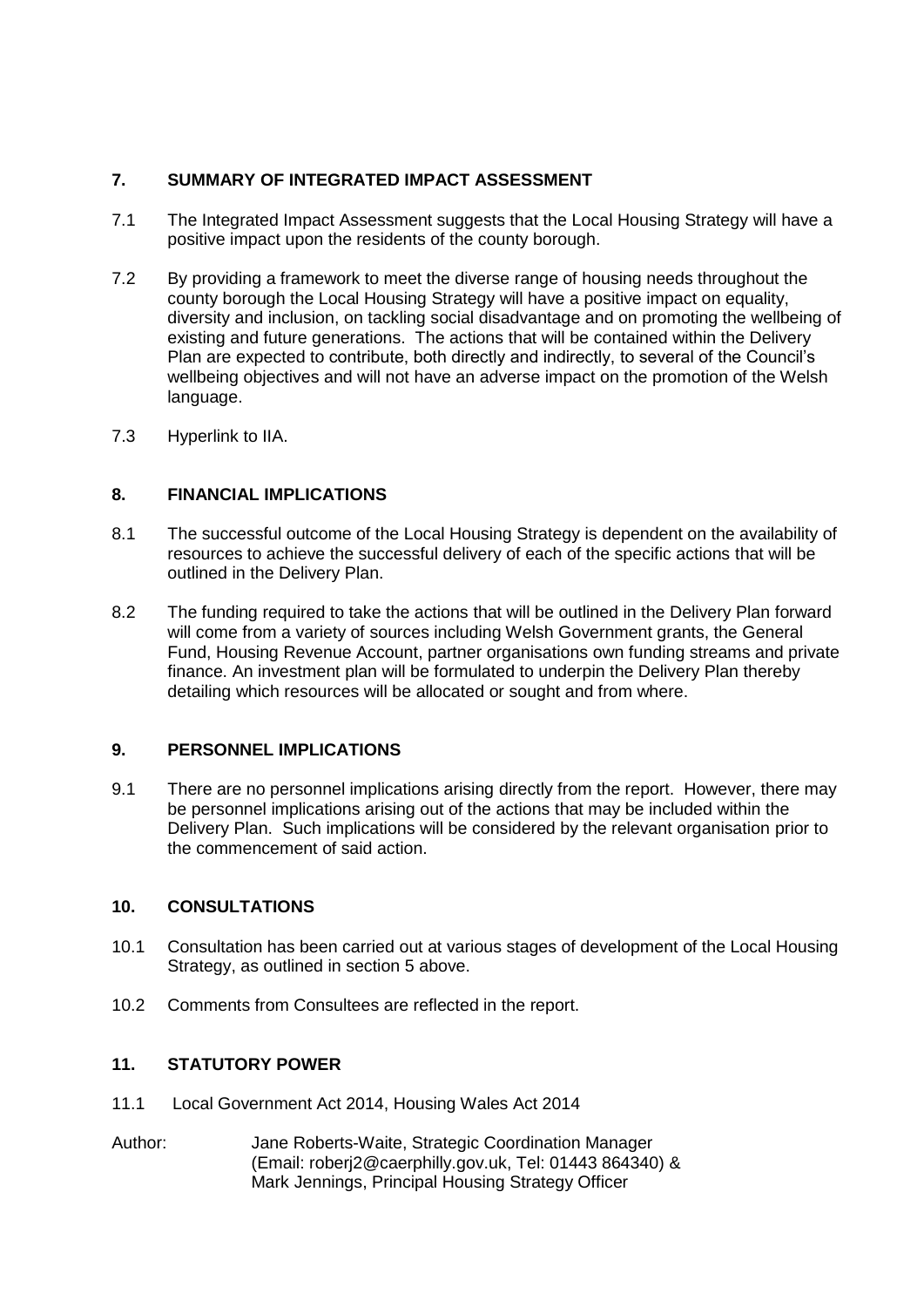## 7. SUMMARY OF INTEGRATED IMPACT ASSESSMENT

7.1 The Integrated Impact Assessment suggests that the Local Housing Strategy will have a positive impact upon the residents of the county borough.

7.2 By providing a framework to meet the diverse range of housing needs throughout the county borough the Local Housing Strategy will have a positive impact on equality, diversity and inclusion, on tackling social disadvantage and on promoting the wellbeing of existing and future generations. The actions that will be contained within the Delivery Plan are expected to contribute, both directly and indirectly, to several of the Council's wellbeing objectives and will not have an adverse impact on the promotion of the Welsh language.

7.3 Hyperlink to IIA.

## 8. FINANCIAL IMPLICATIONS

8.1 The successful outcome of the Local Housing Strategy is dependent on the availability of resources to achieve the successful delivery of each of the specific actions that will be outlined in the Delivery Plan.

8.2 The funding required to take the actions that will be outlined in the Delivery Plan forward will come from a variety of sources including Welsh Government grants, the General Fund, Housing Revenue Account, partner organisations own funding streams and private finance. An investment plan will be formulated to underpin the Delivery Plan thereby detailing which resources will be allocated or sought and from where.

## 9. PERSONNEL IMPLICATIONS

9.1 There are no personnel implications arising directly from the report. However, there may be personnel implications arising out of the actions that may be included within the Delivery Plan. Such implications will be considered by the relevant organisation prior to the commencement of said action.

## 10. CONSULTATIONS

10.1 Consultation has been carried out at various stages of development of the Local Housing Strategy, as outlined in section 5 above.

10.2 Comments from Consultees are reflected in the report.

## 11. STATUTORY POWER

11.1 Local Government Act 2014, Housing Wales Act 2014

Author: Jane Roberts-Waite, Strategic Coordination Manager
(Email: roberj2@caerphilly.gov.uk, Tel: 01443 864340) &
Mark Jennings, Principal Housing Strategy Officer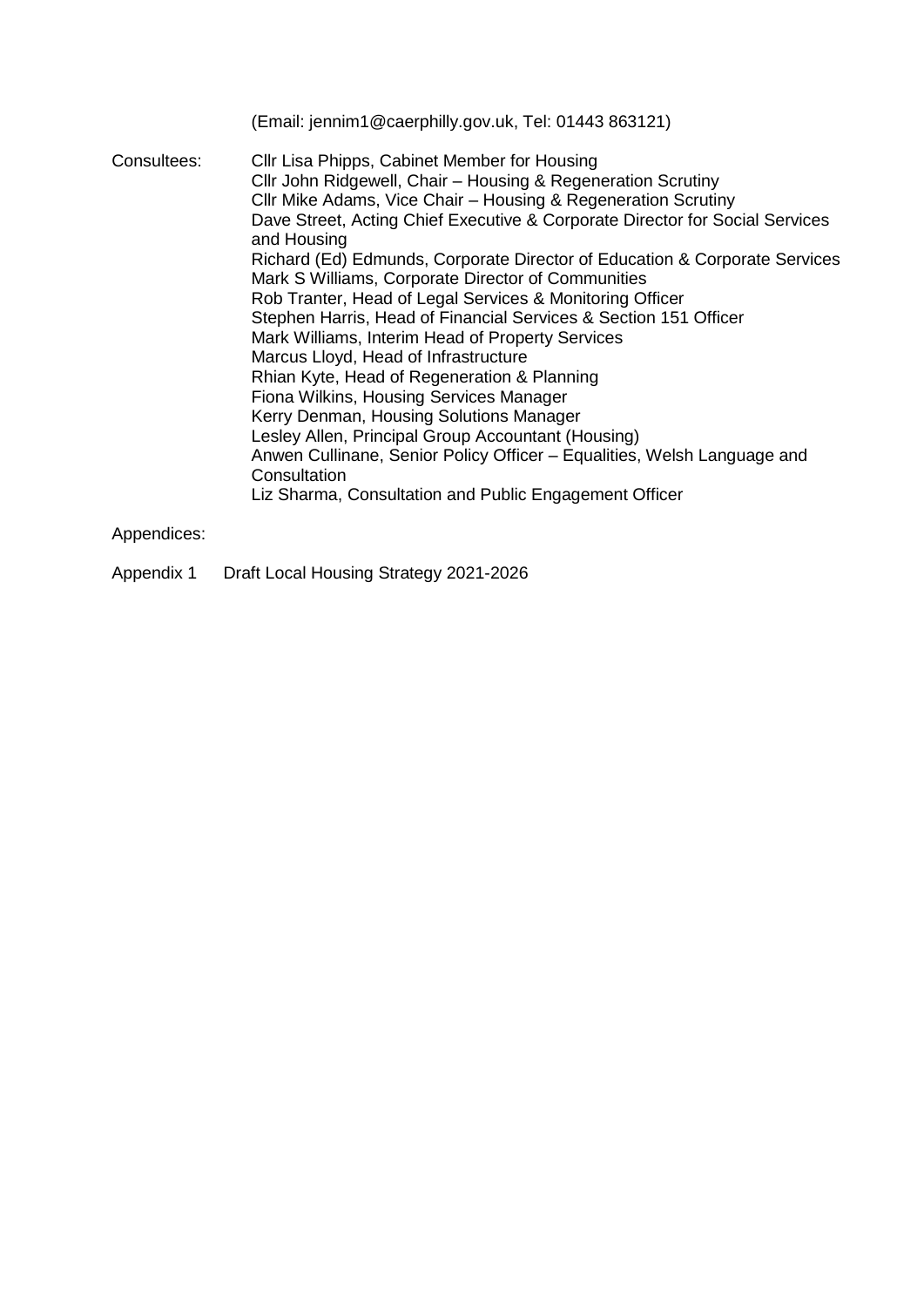(Email: jennim1@caerphilly.gov.uk, Tel: 01443 863121)

Consultees:

Cllr Lisa Phipps, Cabinet Member for Housing
Cllr John Ridgewell, Chair – Housing & Regeneration Scrutiny
Cllr Mike Adams, Vice Chair – Housing & Regeneration Scrutiny
Dave Street, Acting Chief Executive & Corporate Director for Social Services and Housing
Richard (Ed) Edmunds, Corporate Director of Education & Corporate Services
Mark S Williams, Corporate Director of Communities
Rob Tranter, Head of Legal Services & Monitoring Officer
Stephen Harris, Head of Financial Services & Section 151 Officer
Mark Williams, Interim Head of Property Services
Marcus Lloyd, Head of Infrastructure
Rhian Kyte, Head of Regeneration & Planning
Fiona Wilkins, Housing Services Manager
Kerry Denman, Housing Solutions Manager
Lesley Allen, Principal Group Accountant (Housing)
Anwen Cullinane, Senior Policy Officer – Equalities, Welsh Language and Consultation
Liz Sharma, Consultation and Public Engagement Officer

Appendices:

Appendix 1 Draft Local Housing Strategy 2021-2026